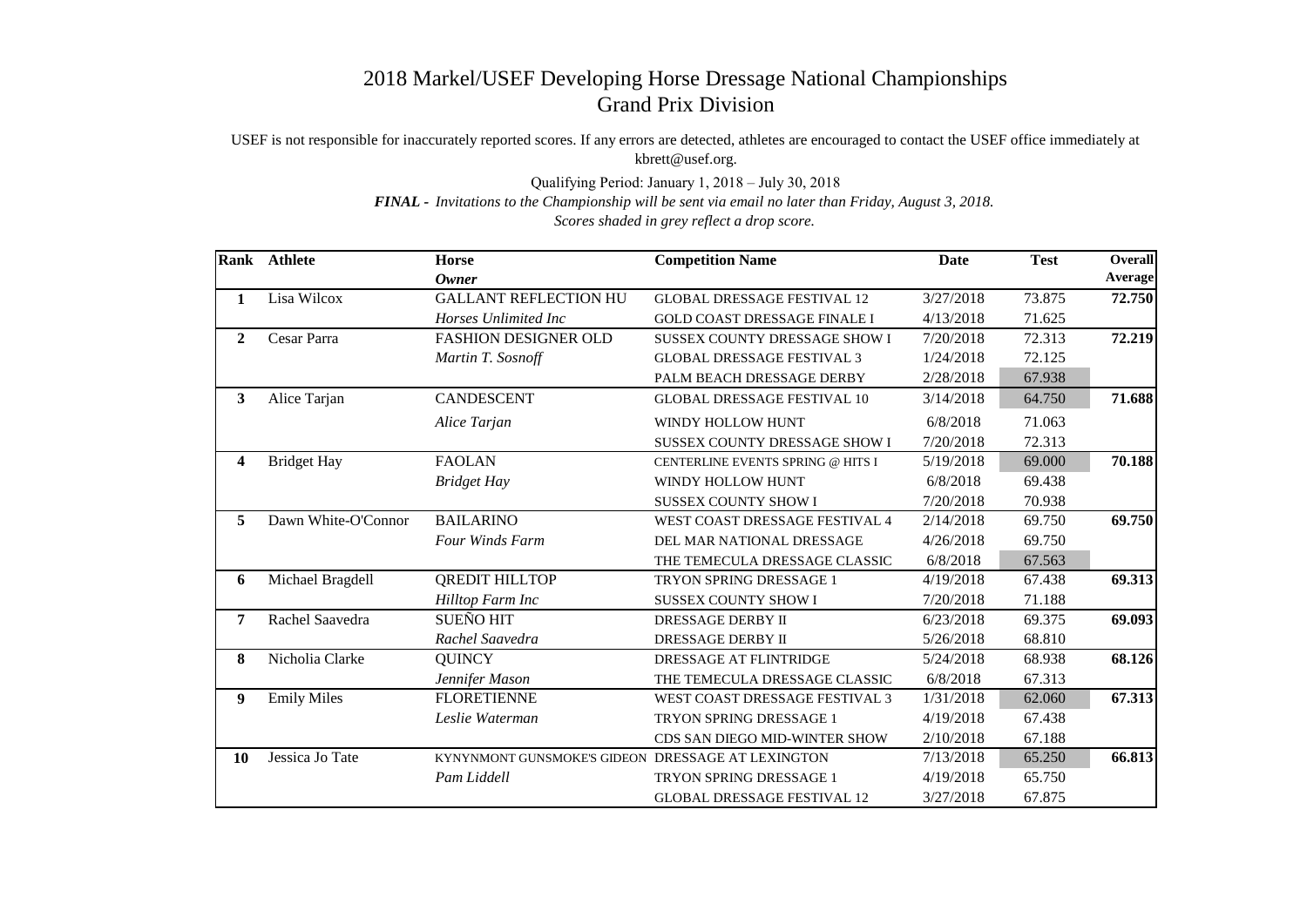# 2018 Markel/USEF Developing Horse Dressage National Championships
## Grand Prix Division

USEF is not responsible for inaccurately reported scores. If any errors are detected, athletes are encouraged to contact the USEF office immediately at kbrett@usef.org.

Qualifying Period: January 1, 2018 – July 30, 2018

***FINAL*** *- Invitations to the Championship will be sent via email no later than Friday, August 3, 2018.*

*Scores shaded in grey reflect a drop score.*

| Rank | Athlete | Horse<br>*Owner* | Competition Name | Date | Test | Overall Average |
|---|---|---|---|---|---|---|
| **1** | Lisa Wilcox | GALLANT REFLECTION HU | GLOBAL DRESSAGE FESTIVAL 12 | 3/27/2018 | 73.875 | **72.750** |
| | | *Horses Unlimited Inc* | GOLD COAST DRESSAGE FINALE I | 4/13/2018 | 71.625 | |
| **2** | Cesar Parra | FASHION DESIGNER OLD | SUSSEX COUNTY DRESSAGE SHOW I | 7/20/2018 | 72.313 | **72.219** |
| | | *Martin T. Sosnoff* | GLOBAL DRESSAGE FESTIVAL 3 | 1/24/2018 | 72.125 | |
| | | | PALM BEACH DRESSAGE DERBY | 2/28/2018 | 67.938 | |
| **3** | Alice Tarjan | CANDESCENT | GLOBAL DRESSAGE FESTIVAL 10 | 3/14/2018 | 64.750 | **71.688** |
| | | *Alice Tarjan* | WINDY HOLLOW HUNT | 6/8/2018 | 71.063 | |
| | | | SUSSEX COUNTY DRESSAGE SHOW I | 7/20/2018 | 72.313 | |
| **4** | Bridget Hay | FAOLAN | CENTERLINE EVENTS SPRING @ HITS I | 5/19/2018 | 69.000 | **70.188** |
| | | *Bridget Hay* | WINDY HOLLOW HUNT | 6/8/2018 | 69.438 | |
| | | | SUSSEX COUNTY SHOW I | 7/20/2018 | 70.938 | |
| **5** | Dawn White-O'Connor | BAILARINO | WEST COAST DRESSAGE FESTIVAL 4 | 2/14/2018 | 69.750 | **69.750** |
| | | *Four Winds Farm* | DEL MAR NATIONAL DRESSAGE | 4/26/2018 | 69.750 | |
| | | | THE TEMECULA DRESSAGE CLASSIC | 6/8/2018 | 67.563 | |
| **6** | Michael Bragdell | QREDIT HILLTOP | TRYON SPRING DRESSAGE 1 | 4/19/2018 | 67.438 | **69.313** |
| | | *Hilltop Farm Inc* | SUSSEX COUNTY SHOW I | 7/20/2018 | 71.188 | |
| **7** | Rachel Saavedra | SUEÑO HIT | DRESSAGE DERBY II | 6/23/2018 | 69.375 | **69.093** |
| | | *Rachel Saavedra* | DRESSAGE DERBY II | 5/26/2018 | 68.810 | |
| **8** | Nicholia Clarke | QUINCY | DRESSAGE AT FLINTRIDGE | 5/24/2018 | 68.938 | **68.126** |
| | | *Jennifer Mason* | THE TEMECULA DRESSAGE CLASSIC | 6/8/2018 | 67.313 | |
| **9** | Emily Miles | FLORETIENNE | WEST COAST DRESSAGE FESTIVAL 3 | 1/31/2018 | 62.060 | **67.313** |
| | | *Leslie Waterman* | TRYON SPRING DRESSAGE 1 | 4/19/2018 | 67.438 | |
| | | | CDS SAN DIEGO MID-WINTER SHOW | 2/10/2018 | 67.188 | |
| **10** | Jessica Jo Tate | KYNYNMONT GUNSMOKE'S GIDEON | DRESSAGE AT LEXINGTON | 7/13/2018 | 65.250 | **66.813** |
| | | *Pam Liddell* | TRYON SPRING DRESSAGE 1 | 4/19/2018 | 65.750 | |
| | | | GLOBAL DRESSAGE FESTIVAL 12 | 3/27/2018 | 67.875 | |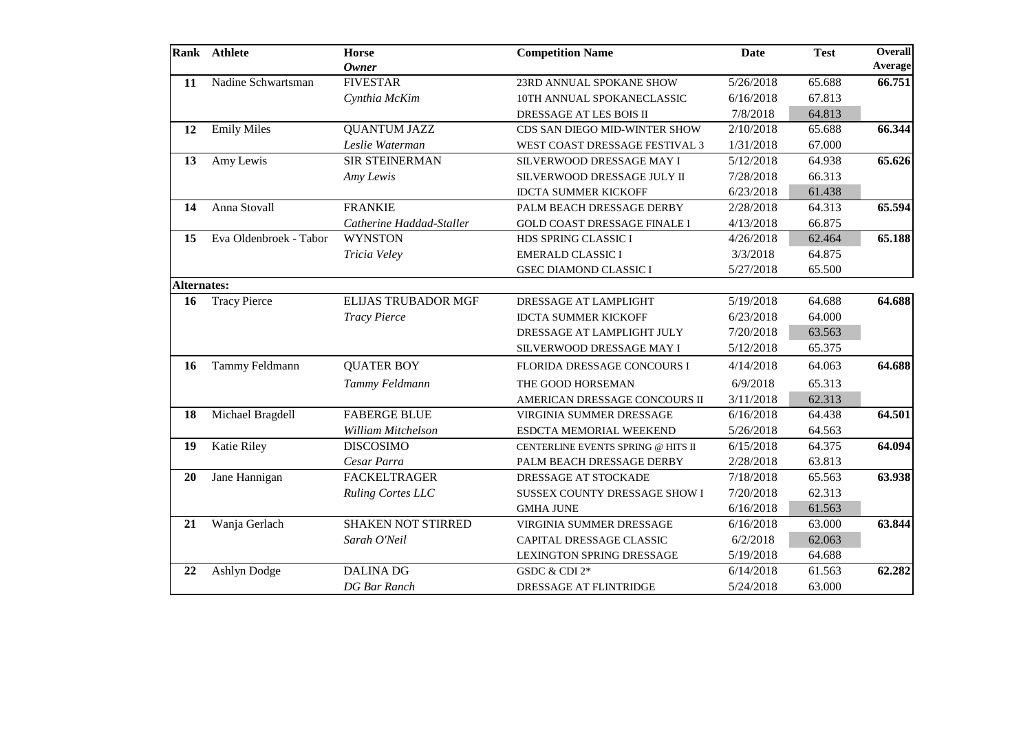| Rank | Athlete | Horse *Owner* | Competition Name | Date | Test | Overall Average |
|---|---|---|---|---|---|---|
| **11** | Nadine Schwartsman | FIVESTAR | 23RD ANNUAL SPOKANE SHOW | 5/26/2018 | 65.688 | **66.751** |
| | | *Cynthia McKim* | 10TH ANNUAL SPOKANECLASSIC | 6/16/2018 | 67.813 | |
| | | | DRESSAGE AT LES BOIS II | 7/8/2018 | 64.813 | |
| **12** | Emily Miles | QUANTUM JAZZ | CDS SAN DIEGO MID-WINTER SHOW | 2/10/2018 | 65.688 | **66.344** |
| | | *Leslie Waterman* | WEST COAST DRESSAGE FESTIVAL 3 | 1/31/2018 | 67.000 | |
| **13** | Amy Lewis | SIR STEINERMAN | SILVERWOOD DRESSAGE MAY I | 5/12/2018 | 64.938 | **65.626** |
| | | *Amy Lewis* | SILVERWOOD DRESSAGE JULY II | 7/28/2018 | 66.313 | |
| | | | IDCTA SUMMER KICKOFF | 6/23/2018 | 61.438 | |
| **14** | Anna Stovall | FRANKIE | PALM BEACH DRESSAGE DERBY | 2/28/2018 | 64.313 | **65.594** |
| | | *Catherine Haddad-Staller* | GOLD COAST DRESSAGE FINALE I | 4/13/2018 | 66.875 | |
| **15** | Eva Oldenbroek - Tabor | WYNSTON | HDS SPRING CLASSIC I | 4/26/2018 | 62.464 | **65.188** |
| | | *Tricia Veley* | EMERALD CLASSIC I | 3/3/2018 | 64.875 | |
| | | | GSEC DIAMOND CLASSIC I | 5/27/2018 | 65.500 | |
| **Alternates:** | | | | | | |
| **16** | Tracy Pierce | ELIJAS TRUBADOR MGF | DRESSAGE AT LAMPLIGHT | 5/19/2018 | 64.688 | **64.688** |
| | | *Tracy Pierce* | IDCTA SUMMER KICKOFF | 6/23/2018 | 64.000 | |
| | | | DRESSAGE AT LAMPLIGHT JULY | 7/20/2018 | 63.563 | |
| | | | SILVERWOOD DRESSAGE MAY I | 5/12/2018 | 65.375 | |
| **16** | Tammy Feldmann | QUATER BOY | FLORIDA DRESSAGE CONCOURS I | 4/14/2018 | 64.063 | **64.688** |
| | | *Tammy Feldmann* | THE GOOD HORSEMAN | 6/9/2018 | 65.313 | |
| | | | AMERICAN DRESSAGE CONCOURS II | 3/11/2018 | 62.313 | |
| **18** | Michael Bragdell | FABERGE BLUE | VIRGINIA SUMMER DRESSAGE | 6/16/2018 | 64.438 | **64.501** |
| | | *William Mitchelson* | ESDCTA MEMORIAL WEEKEND | 5/26/2018 | 64.563 | |
| **19** | Katie Riley | DISCOSIMO | CENTERLINE EVENTS SPRING @ HITS II | 6/15/2018 | 64.375 | **64.094** |
| | | *Cesar Parra* | PALM BEACH DRESSAGE DERBY | 2/28/2018 | 63.813 | |
| **20** | Jane Hannigan | FACKELTRAGER | DRESSAGE AT STOCKADE | 7/18/2018 | 65.563 | **63.938** |
| | | *Ruling Cortes LLC* | SUSSEX COUNTY DRESSAGE SHOW I | 7/20/2018 | 62.313 | |
| | | | GMHA JUNE | 6/16/2018 | 61.563 | |
| **21** | Wanja Gerlach | SHAKEN NOT STIRRED | VIRGINIA SUMMER DRESSAGE | 6/16/2018 | 63.000 | **63.844** |
| | | *Sarah O'Neil* | CAPITAL DRESSAGE CLASSIC | 6/2/2018 | 62.063 | |
| | | | LEXINGTON SPRING DRESSAGE | 5/19/2018 | 64.688 | |
| **22** | Ashlyn Dodge | DALINA DG | GSDC & CDI 2* | 6/14/2018 | 61.563 | **62.282** |
| | | *DG Bar Ranch* | DRESSAGE AT FLINTRIDGE | 5/24/2018 | 63.000 | |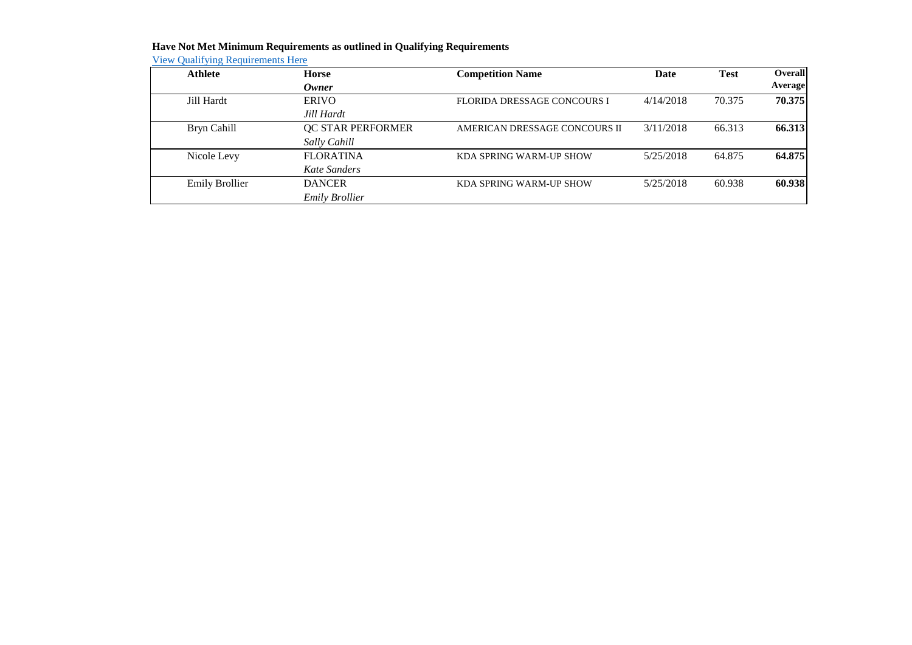**Have Not Met Minimum Requirements as outlined in Qualifying Requirements**

View Qualifying Requirements Here

| Athlete | Horse<br>*Owner* | Competition Name | Date | Test | Overall Average |
|---|---|---|---|---|---|
| Jill Hardt | ERIVO<br>*Jill Hardt* | FLORIDA DRESSAGE CONCOURS I | 4/14/2018 | 70.375 | **70.375** |
| Bryn Cahill | QC STAR PERFORMER<br>*Sally Cahill* | AMERICAN DRESSAGE CONCOURS II | 3/11/2018 | 66.313 | **66.313** |
| Nicole Levy | FLORATINA<br>*Kate Sanders* | KDA SPRING WARM-UP SHOW | 5/25/2018 | 64.875 | **64.875** |
| Emily Brollier | DANCER<br>*Emily Brollier* | KDA SPRING WARM-UP SHOW | 5/25/2018 | 60.938 | **60.938** |